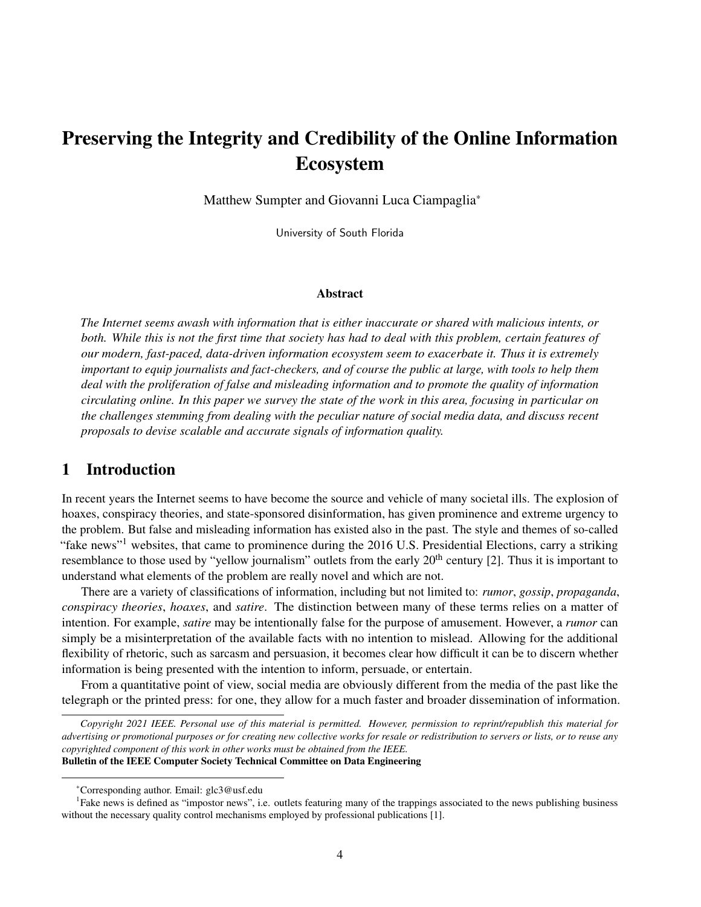# Preserving the Integrity and Credibility of the Online Information Ecosystem

Matthew Sumpter and Giovanni Luca Ciampaglia*

University of South Florida

### Abstract

*The Internet seems awash with information that is either inaccurate or shared with malicious intents, or both. While this is not the first time that society has had to deal with this problem, certain features of our modern, fast-paced, data-driven information ecosystem seem to exacerbate it. Thus it is extremely important to equip journalists and fact-checkers, and of course the public at large, with tools to help them deal with the proliferation of false and misleading information and to promote the quality of information circulating online. In this paper we survey the state of the work in this area, focusing in particular on the challenges stemming from dealing with the peculiar nature of social media data, and discuss recent proposals to devise scalable and accurate signals of information quality.*

## 1 Introduction

In recent years the Internet seems to have become the source and vehicle of many societal ills. The explosion of hoaxes, conspiracy theories, and state-sponsored disinformation, has given prominence and extreme urgency to the problem. But false and misleading information has existed also in the past. The style and themes of so-called "fake news"[1] websites, that came to prominence during the 2016 U.S. Presidential Elections, carry a striking resemblance to those used by "yellow journalism" outlets from the early 20th century [2]. Thus it is important to understand what elements of the problem are really novel and which are not.

There are a variety of classifications of information, including but not limited to: *rumor*, *gossip*, *propaganda*, *conspiracy theories*, *hoaxes*, and *satire*. The distinction between many of these terms relies on a matter of intention. For example, *satire* may be intentionally false for the purpose of amusement. However, a *rumor* can simply be a misinterpretation of the available facts with no intention to mislead. Allowing for the additional flexibility of rhetoric, such as sarcasm and persuasion, it becomes clear how difficult it can be to discern whether information is being presented with the intention to inform, persuade, or entertain.

From a quantitative point of view, social media are obviously different from the media of the past like the telegraph or the printed press: for one, they allow for a much faster and broader dissemination of information.

*Copyright 2021 IEEE. Personal use of this material is permitted. However, permission to reprint/republish this material for advertising or promotional purposes or for creating new collective works for resale or redistribution to servers or lists, or to reuse any copyrighted component of this work in other works must be obtained from the IEEE.*
**Bulletin of the IEEE Computer Society Technical Committee on Data Engineering**

*Corresponding author. Email: glc3@usf.edu

[1] Fake news is defined as "impostor news", i.e. outlets featuring many of the trappings associated to the news publishing business without the necessary quality control mechanisms employed by professional publications [1].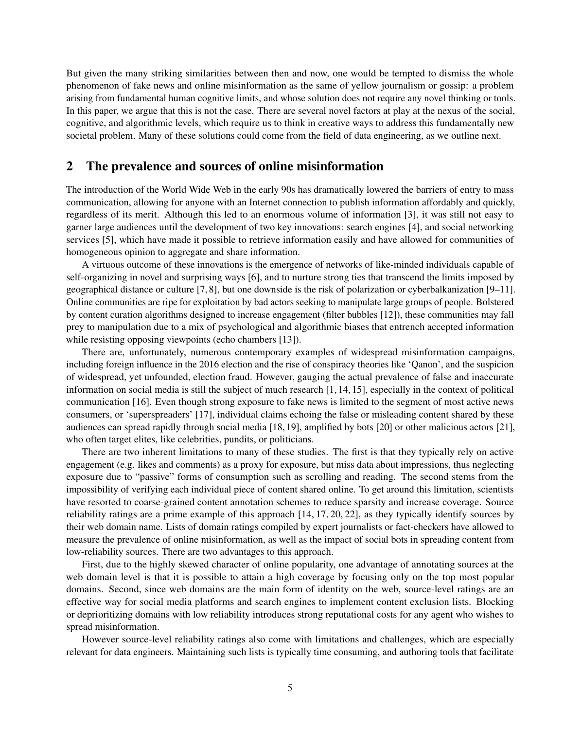But given the many striking similarities between then and now, one would be tempted to dismiss the whole phenomenon of fake news and online misinformation as the same of yellow journalism or gossip: a problem arising from fundamental human cognitive limits, and whose solution does not require any novel thinking or tools. In this paper, we argue that this is not the case. There are several novel factors at play at the nexus of the social, cognitive, and algorithmic levels, which require us to think in creative ways to address this fundamentally new societal problem. Many of these solutions could come from the field of data engineering, as we outline next.

## 2 The prevalence and sources of online misinformation

The introduction of the World Wide Web in the early 90s has dramatically lowered the barriers of entry to mass communication, allowing for anyone with an Internet connection to publish information affordably and quickly, regardless of its merit. Although this led to an enormous volume of information [3], it was still not easy to garner large audiences until the development of two key innovations: search engines [4], and social networking services [5], which have made it possible to retrieve information easily and have allowed for communities of homogeneous opinion to aggregate and share information.

A virtuous outcome of these innovations is the emergence of networks of like-minded individuals capable of self-organizing in novel and surprising ways [6], and to nurture strong ties that transcend the limits imposed by geographical distance or culture [7, 8], but one downside is the risk of polarization or cyberbalkanization [9–11]. Online communities are ripe for exploitation by bad actors seeking to manipulate large groups of people. Bolstered by content curation algorithms designed to increase engagement (filter bubbles [12]), these communities may fall prey to manipulation due to a mix of psychological and algorithmic biases that entrench accepted information while resisting opposing viewpoints (echo chambers [13]).

There are, unfortunately, numerous contemporary examples of widespread misinformation campaigns, including foreign influence in the 2016 election and the rise of conspiracy theories like 'Qanon', and the suspicion of widespread, yet unfounded, election fraud. However, gauging the actual prevalence of false and inaccurate information on social media is still the subject of much research [1, 14, 15], especially in the context of political communication [16]. Even though strong exposure to fake news is limited to the segment of most active news consumers, or 'superspreaders' [17], individual claims echoing the false or misleading content shared by these audiences can spread rapidly through social media [18, 19], amplified by bots [20] or other malicious actors [21], who often target elites, like celebrities, pundits, or politicians.

There are two inherent limitations to many of these studies. The first is that they typically rely on active engagement (e.g. likes and comments) as a proxy for exposure, but miss data about impressions, thus neglecting exposure due to "passive" forms of consumption such as scrolling and reading. The second stems from the impossibility of verifying each individual piece of content shared online. To get around this limitation, scientists have resorted to coarse-grained content annotation schemes to reduce sparsity and increase coverage. Source reliability ratings are a prime example of this approach [14, 17, 20, 22], as they typically identify sources by their web domain name. Lists of domain ratings compiled by expert journalists or fact-checkers have allowed to measure the prevalence of online misinformation, as well as the impact of social bots in spreading content from low-reliability sources. There are two advantages to this approach.

First, due to the highly skewed character of online popularity, one advantage of annotating sources at the web domain level is that it is possible to attain a high coverage by focusing only on the top most popular domains. Second, since web domains are the main form of identity on the web, source-level ratings are an effective way for social media platforms and search engines to implement content exclusion lists. Blocking or deprioritizing domains with low reliability introduces strong reputational costs for any agent who wishes to spread misinformation.

However source-level reliability ratings also come with limitations and challenges, which are especially relevant for data engineers. Maintaining such lists is typically time consuming, and authoring tools that facilitate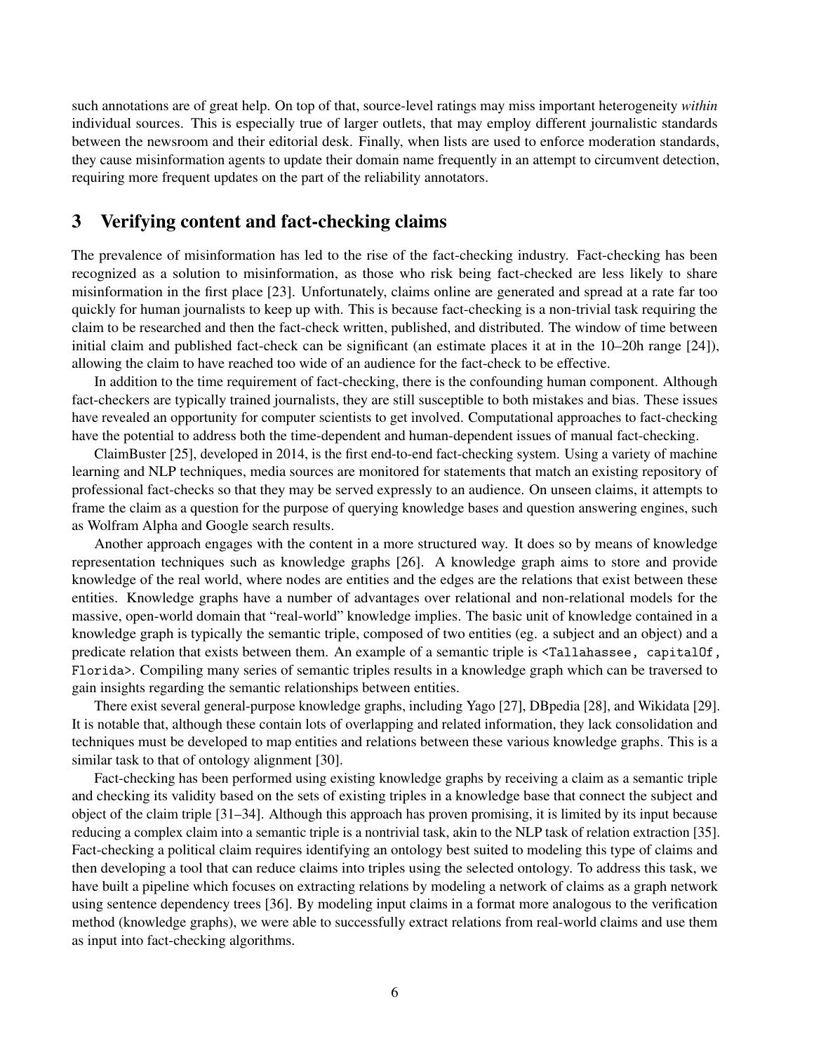such annotations are of great help. On top of that, source-level ratings may miss important heterogeneity *within* individual sources. This is especially true of larger outlets, that may employ different journalistic standards between the newsroom and their editorial desk. Finally, when lists are used to enforce moderation standards, they cause misinformation agents to update their domain name frequently in an attempt to circumvent detection, requiring more frequent updates on the part of the reliability annotators.

## 3 Verifying content and fact-checking claims

The prevalence of misinformation has led to the rise of the fact-checking industry. Fact-checking has been recognized as a solution to misinformation, as those who risk being fact-checked are less likely to share misinformation in the first place [23]. Unfortunately, claims online are generated and spread at a rate far too quickly for human journalists to keep up with. This is because fact-checking is a non-trivial task requiring the claim to be researched and then the fact-check written, published, and distributed. The window of time between initial claim and published fact-check can be significant (an estimate places it at in the 10–20h range [24]), allowing the claim to have reached too wide of an audience for the fact-check to be effective.

In addition to the time requirement of fact-checking, there is the confounding human component. Although fact-checkers are typically trained journalists, they are still susceptible to both mistakes and bias. These issues have revealed an opportunity for computer scientists to get involved. Computational approaches to fact-checking have the potential to address both the time-dependent and human-dependent issues of manual fact-checking.

ClaimBuster [25], developed in 2014, is the first end-to-end fact-checking system. Using a variety of machine learning and NLP techniques, media sources are monitored for statements that match an existing repository of professional fact-checks so that they may be served expressly to an audience. On unseen claims, it attempts to frame the claim as a question for the purpose of querying knowledge bases and question answering engines, such as Wolfram Alpha and Google search results.

Another approach engages with the content in a more structured way. It does so by means of knowledge representation techniques such as knowledge graphs [26]. A knowledge graph aims to store and provide knowledge of the real world, where nodes are entities and the edges are the relations that exist between these entities. Knowledge graphs have a number of advantages over relational and non-relational models for the massive, open-world domain that "real-world" knowledge implies. The basic unit of knowledge contained in a knowledge graph is typically the semantic triple, composed of two entities (eg. a subject and an object) and a predicate relation that exists between them. An example of a semantic triple is `<Tallahassee, capitalOf, Florida>`. Compiling many series of semantic triples results in a knowledge graph which can be traversed to gain insights regarding the semantic relationships between entities.

There exist several general-purpose knowledge graphs, including Yago [27], DBpedia [28], and Wikidata [29]. It is notable that, although these contain lots of overlapping and related information, they lack consolidation and techniques must be developed to map entities and relations between these various knowledge graphs. This is a similar task to that of ontology alignment [30].

Fact-checking has been performed using existing knowledge graphs by receiving a claim as a semantic triple and checking its validity based on the sets of existing triples in a knowledge base that connect the subject and object of the claim triple [31–34]. Although this approach has proven promising, it is limited by its input because reducing a complex claim into a semantic triple is a nontrivial task, akin to the NLP task of relation extraction [35]. Fact-checking a political claim requires identifying an ontology best suited to modeling this type of claims and then developing a tool that can reduce claims into triples using the selected ontology. To address this task, we have built a pipeline which focuses on extracting relations by modeling a network of claims as a graph network using sentence dependency trees [36]. By modeling input claims in a format more analogous to the verification method (knowledge graphs), we were able to successfully extract relations from real-world claims and use them as input into fact-checking algorithms.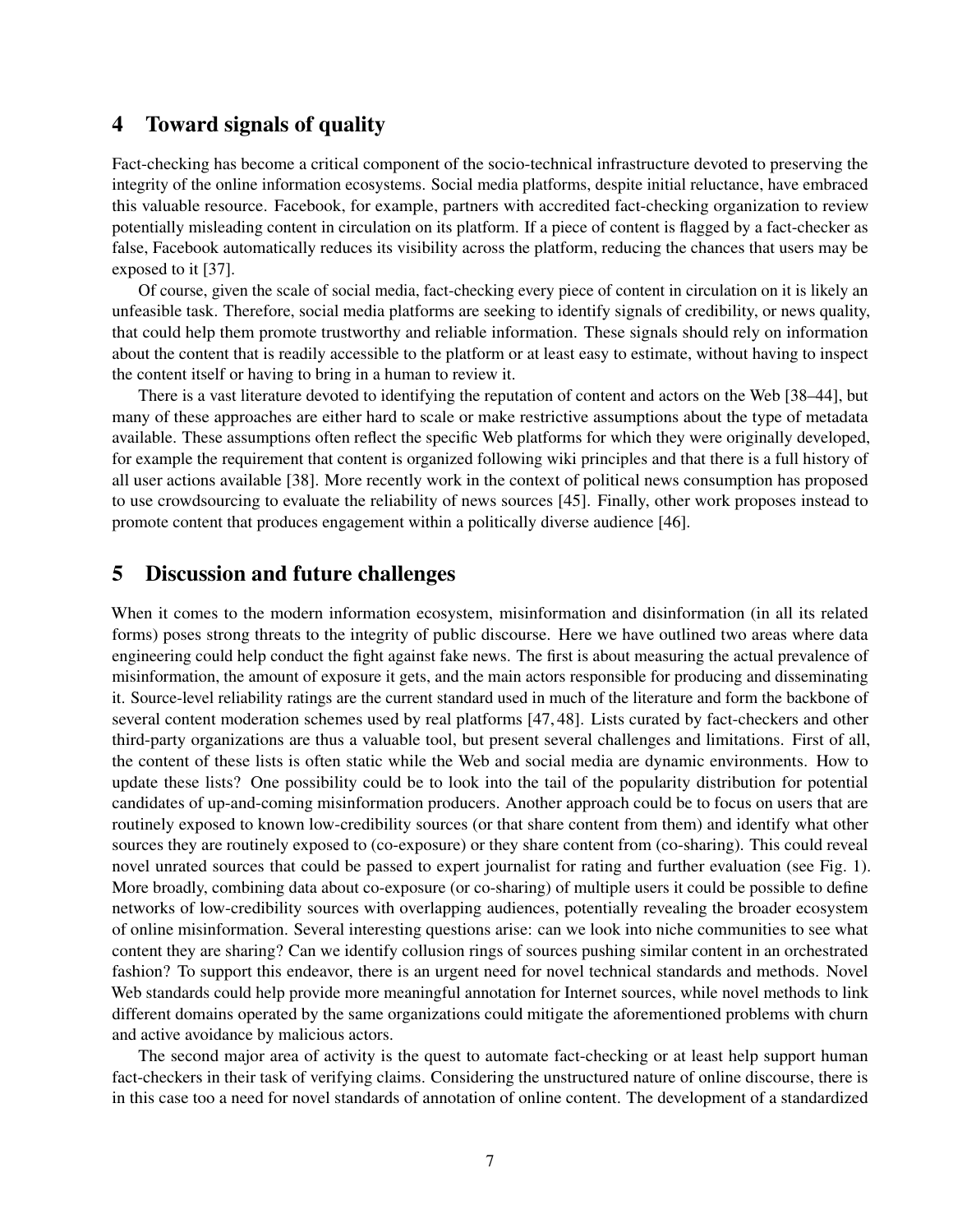## 4 Toward signals of quality

Fact-checking has become a critical component of the socio-technical infrastructure devoted to preserving the integrity of the online information ecosystems. Social media platforms, despite initial reluctance, have embraced this valuable resource. Facebook, for example, partners with accredited fact-checking organization to review potentially misleading content in circulation on its platform. If a piece of content is flagged by a fact-checker as false, Facebook automatically reduces its visibility across the platform, reducing the chances that users may be exposed to it [37].

Of course, given the scale of social media, fact-checking every piece of content in circulation on it is likely an unfeasible task. Therefore, social media platforms are seeking to identify signals of credibility, or news quality, that could help them promote trustworthy and reliable information. These signals should rely on information about the content that is readily accessible to the platform or at least easy to estimate, without having to inspect the content itself or having to bring in a human to review it.

There is a vast literature devoted to identifying the reputation of content and actors on the Web [38–44], but many of these approaches are either hard to scale or make restrictive assumptions about the type of metadata available. These assumptions often reflect the specific Web platforms for which they were originally developed, for example the requirement that content is organized following wiki principles and that there is a full history of all user actions available [38]. More recently work in the context of political news consumption has proposed to use crowdsourcing to evaluate the reliability of news sources [45]. Finally, other work proposes instead to promote content that produces engagement within a politically diverse audience [46].

## 5 Discussion and future challenges

When it comes to the modern information ecosystem, misinformation and disinformation (in all its related forms) poses strong threats to the integrity of public discourse. Here we have outlined two areas where data engineering could help conduct the fight against fake news. The first is about measuring the actual prevalence of misinformation, the amount of exposure it gets, and the main actors responsible for producing and disseminating it. Source-level reliability ratings are the current standard used in much of the literature and form the backbone of several content moderation schemes used by real platforms [47, 48]. Lists curated by fact-checkers and other third-party organizations are thus a valuable tool, but present several challenges and limitations. First of all, the content of these lists is often static while the Web and social media are dynamic environments. How to update these lists? One possibility could be to look into the tail of the popularity distribution for potential candidates of up-and-coming misinformation producers. Another approach could be to focus on users that are routinely exposed to known low-credibility sources (or that share content from them) and identify what other sources they are routinely exposed to (co-exposure) or they share content from (co-sharing). This could reveal novel unrated sources that could be passed to expert journalist for rating and further evaluation (see Fig. 1). More broadly, combining data about co-exposure (or co-sharing) of multiple users it could be possible to define networks of low-credibility sources with overlapping audiences, potentially revealing the broader ecosystem of online misinformation. Several interesting questions arise: can we look into niche communities to see what content they are sharing? Can we identify collusion rings of sources pushing similar content in an orchestrated fashion? To support this endeavor, there is an urgent need for novel technical standards and methods. Novel Web standards could help provide more meaningful annotation for Internet sources, while novel methods to link different domains operated by the same organizations could mitigate the aforementioned problems with churn and active avoidance by malicious actors.

The second major area of activity is the quest to automate fact-checking or at least help support human fact-checkers in their task of verifying claims. Considering the unstructured nature of online discourse, there is in this case too a need for novel standards of annotation of online content. The development of a standardized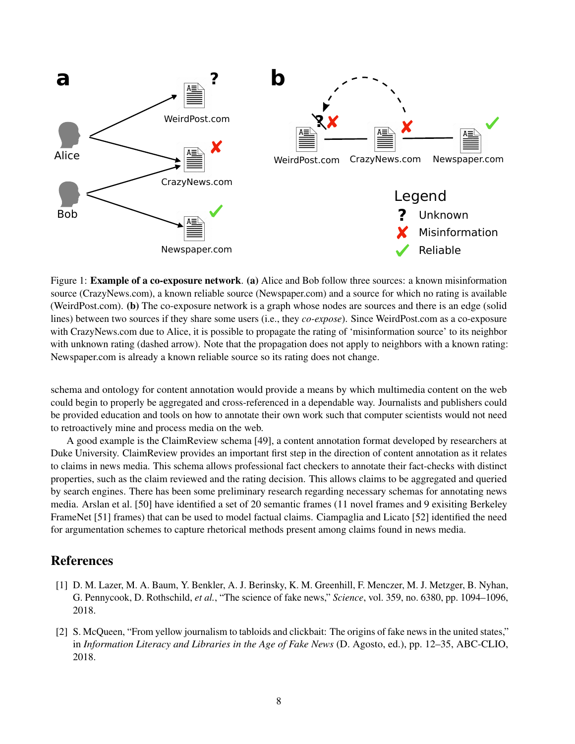Figure 1: **Example of a co-exposure network**. **(a)** Alice and Bob follow three sources: a known misinformation source (CrazyNews.com), a known reliable source (Newspaper.com) and a source for which no rating is available (WeirdPost.com). **(b)** The co-exposure network is a graph whose nodes are sources and there is an edge (solid lines) between two sources if they share some users (i.e., they *co-expose*). Since WeirdPost.com as a co-exposure with CrazyNews.com due to Alice, it is possible to propagate the rating of 'misinformation source' to its neighbor with unknown rating (dashed arrow). Note that the propagation does not apply to neighbors with a known rating: Newspaper.com is already a known reliable source so its rating does not change.

schema and ontology for content annotation would provide a means by which multimedia content on the web could begin to properly be aggregated and cross-referenced in a dependable way. Journalists and publishers could be provided education and tools on how to annotate their own work such that computer scientists would not need to retroactively mine and process media on the web.

A good example is the ClaimReview schema [49], a content annotation format developed by researchers at Duke University. ClaimReview provides an important first step in the direction of content annotation as it relates to claims in news media. This schema allows professional fact checkers to annotate their fact-checks with distinct properties, such as the claim reviewed and the rating decision. This allows claims to be aggregated and queried by search engines. There has been some preliminary research regarding necessary schemas for annotating news media. Arslan et al. [50] have identified a set of 20 semantic frames (11 novel frames and 9 exisiting Berkeley FrameNet [51] frames) that can be used to model factual claims. Ciampaglia and Licato [52] identified the need for argumentation schemes to capture rhetorical methods present among claims found in news media.

## References

[1] D. M. Lazer, M. A. Baum, Y. Benkler, A. J. Berinsky, K. M. Greenhill, F. Menczer, M. J. Metzger, B. Nyhan, G. Pennycook, D. Rothschild, *et al.*, "The science of fake news," *Science*, vol. 359, no. 6380, pp. 1094–1096, 2018.

[2] S. McQueen, "From yellow journalism to tabloids and clickbait: The origins of fake news in the united states," in *Information Literacy and Libraries in the Age of Fake News* (D. Agosto, ed.), pp. 12–35, ABC-CLIO, 2018.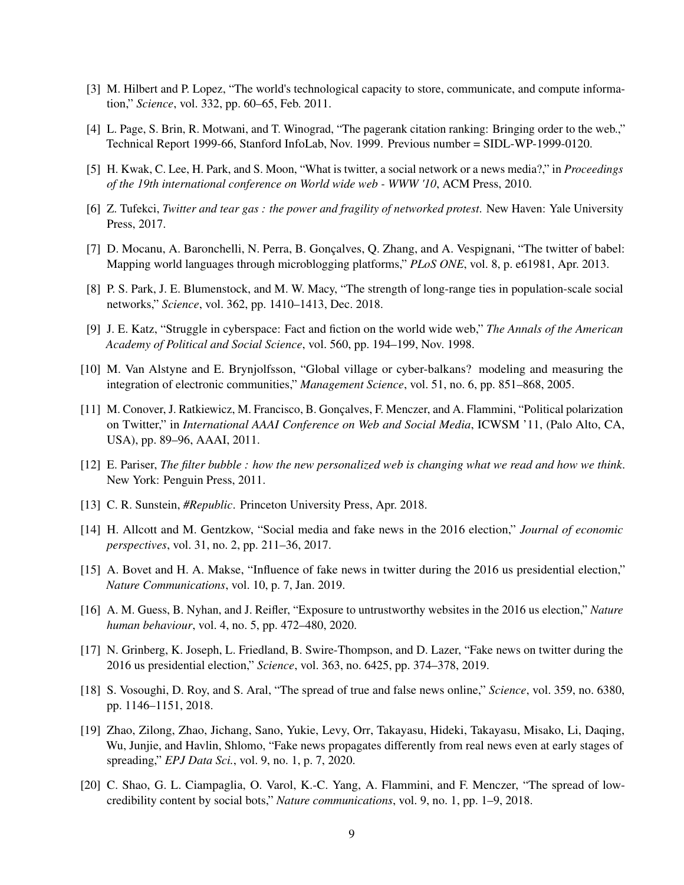[3] M. Hilbert and P. Lopez, "The world's technological capacity to store, communicate, and compute information," *Science*, vol. 332, pp. 60–65, Feb. 2011.

[4] L. Page, S. Brin, R. Motwani, and T. Winograd, "The pagerank citation ranking: Bringing order to the web.," Technical Report 1999-66, Stanford InfoLab, Nov. 1999. Previous number = SIDL-WP-1999-0120.

[5] H. Kwak, C. Lee, H. Park, and S. Moon, "What is twitter, a social network or a news media?," in *Proceedings of the 19th international conference on World wide web - WWW '10*, ACM Press, 2010.

[6] Z. Tufekci, *Twitter and tear gas : the power and fragility of networked protest*. New Haven: Yale University Press, 2017.

[7] D. Mocanu, A. Baronchelli, N. Perra, B. Gonçalves, Q. Zhang, and A. Vespignani, "The twitter of babel: Mapping world languages through microblogging platforms," *PLoS ONE*, vol. 8, p. e61981, Apr. 2013.

[8] P. S. Park, J. E. Blumenstock, and M. W. Macy, "The strength of long-range ties in population-scale social networks," *Science*, vol. 362, pp. 1410–1413, Dec. 2018.

[9] J. E. Katz, "Struggle in cyberspace: Fact and fiction on the world wide web," *The Annals of the American Academy of Political and Social Science*, vol. 560, pp. 194–199, Nov. 1998.

[10] M. Van Alstyne and E. Brynjolfsson, "Global village or cyber-balkans? modeling and measuring the integration of electronic communities," *Management Science*, vol. 51, no. 6, pp. 851–868, 2005.

[11] M. Conover, J. Ratkiewicz, M. Francisco, B. Gonçalves, F. Menczer, and A. Flammini, "Political polarization on Twitter," in *International AAAI Conference on Web and Social Media*, ICWSM '11, (Palo Alto, CA, USA), pp. 89–96, AAAI, 2011.

[12] E. Pariser, *The filter bubble : how the new personalized web is changing what we read and how we think*. New York: Penguin Press, 2011.

[13] C. R. Sunstein, *#Republic*. Princeton University Press, Apr. 2018.

[14] H. Allcott and M. Gentzkow, "Social media and fake news in the 2016 election," *Journal of economic perspectives*, vol. 31, no. 2, pp. 211–36, 2017.

[15] A. Bovet and H. A. Makse, "Influence of fake news in twitter during the 2016 us presidential election," *Nature Communications*, vol. 10, p. 7, Jan. 2019.

[16] A. M. Guess, B. Nyhan, and J. Reifler, "Exposure to untrustworthy websites in the 2016 us election," *Nature human behaviour*, vol. 4, no. 5, pp. 472–480, 2020.

[17] N. Grinberg, K. Joseph, L. Friedland, B. Swire-Thompson, and D. Lazer, "Fake news on twitter during the 2016 us presidential election," *Science*, vol. 363, no. 6425, pp. 374–378, 2019.

[18] S. Vosoughi, D. Roy, and S. Aral, "The spread of true and false news online," *Science*, vol. 359, no. 6380, pp. 1146–1151, 2018.

[19] Zhao, Zilong, Zhao, Jichang, Sano, Yukie, Levy, Orr, Takayasu, Hideki, Takayasu, Misako, Li, Daqing, Wu, Junjie, and Havlin, Shlomo, "Fake news propagates differently from real news even at early stages of spreading," *EPJ Data Sci.*, vol. 9, no. 1, p. 7, 2020.

[20] C. Shao, G. L. Ciampaglia, O. Varol, K.-C. Yang, A. Flammini, and F. Menczer, "The spread of low-credibility content by social bots," *Nature communications*, vol. 9, no. 1, pp. 1–9, 2018.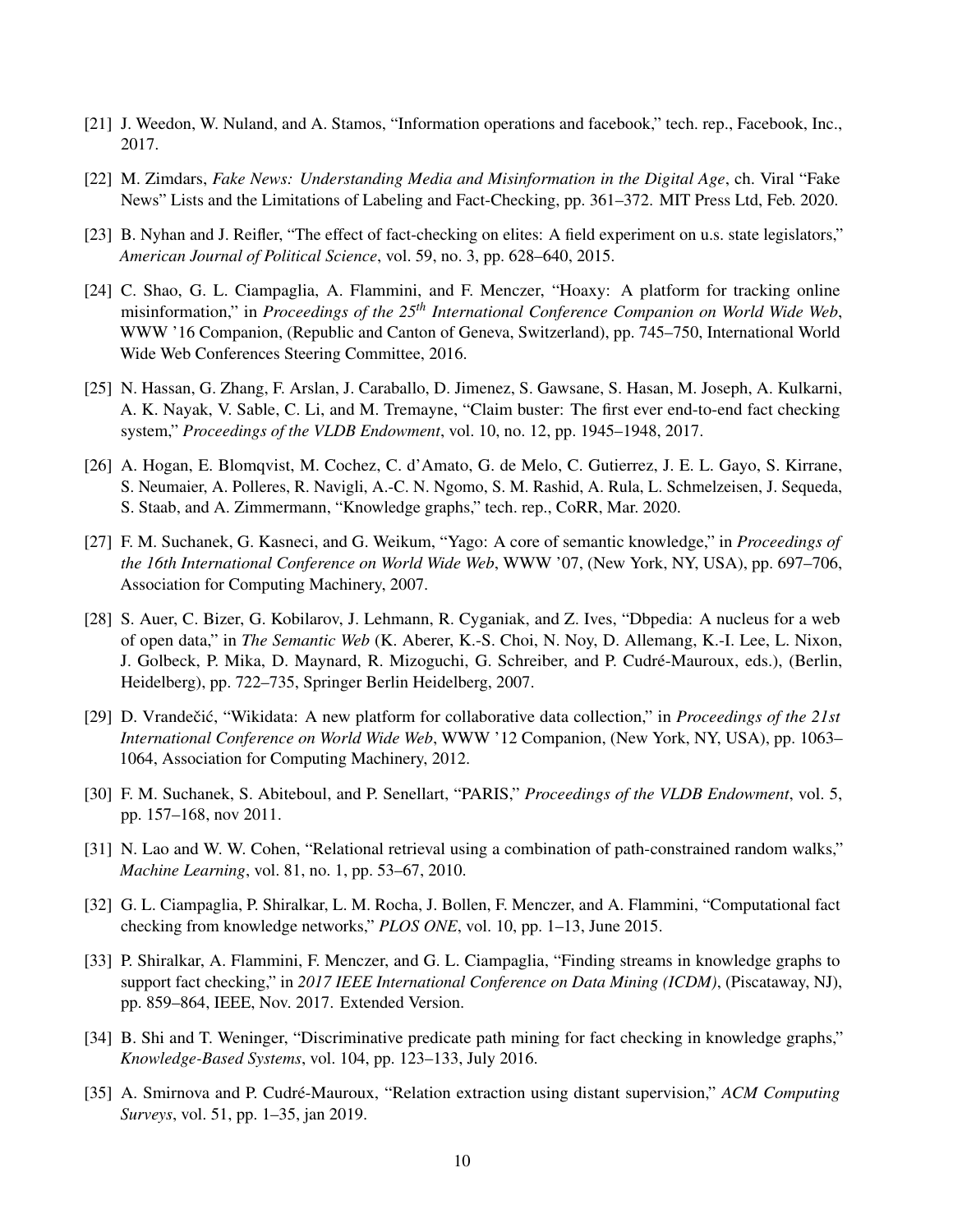[21] J. Weedon, W. Nuland, and A. Stamos, "Information operations and facebook," tech. rep., Facebook, Inc., 2017.

[22] M. Zimdars, *Fake News: Understanding Media and Misinformation in the Digital Age*, ch. Viral "Fake News" Lists and the Limitations of Labeling and Fact-Checking, pp. 361–372. MIT Press Ltd, Feb. 2020.

[23] B. Nyhan and J. Reifler, "The effect of fact-checking on elites: A field experiment on u.s. state legislators," *American Journal of Political Science*, vol. 59, no. 3, pp. 628–640, 2015.

[24] C. Shao, G. L. Ciampaglia, A. Flammini, and F. Menczer, "Hoaxy: A platform for tracking online misinformation," in *Proceedings of the 25th International Conference Companion on World Wide Web*, WWW '16 Companion, (Republic and Canton of Geneva, Switzerland), pp. 745–750, International World Wide Web Conferences Steering Committee, 2016.

[25] N. Hassan, G. Zhang, F. Arslan, J. Caraballo, D. Jimenez, S. Gawsane, S. Hasan, M. Joseph, A. Kulkarni, A. K. Nayak, V. Sable, C. Li, and M. Tremayne, "Claim buster: The first ever end-to-end fact checking system," *Proceedings of the VLDB Endowment*, vol. 10, no. 12, pp. 1945–1948, 2017.

[26] A. Hogan, E. Blomqvist, M. Cochez, C. d'Amato, G. de Melo, C. Gutierrez, J. E. L. Gayo, S. Kirrane, S. Neumaier, A. Polleres, R. Navigli, A.-C. N. Ngomo, S. M. Rashid, A. Rula, L. Schmelzeisen, J. Sequeda, S. Staab, and A. Zimmermann, "Knowledge graphs," tech. rep., CoRR, Mar. 2020.

[27] F. M. Suchanek, G. Kasneci, and G. Weikum, "Yago: A core of semantic knowledge," in *Proceedings of the 16th International Conference on World Wide Web*, WWW '07, (New York, NY, USA), pp. 697–706, Association for Computing Machinery, 2007.

[28] S. Auer, C. Bizer, G. Kobilarov, J. Lehmann, R. Cyganiak, and Z. Ives, "Dbpedia: A nucleus for a web of open data," in *The Semantic Web* (K. Aberer, K.-S. Choi, N. Noy, D. Allemang, K.-I. Lee, L. Nixon, J. Golbeck, P. Mika, D. Maynard, R. Mizoguchi, G. Schreiber, and P. Cudré-Mauroux, eds.), (Berlin, Heidelberg), pp. 722–735, Springer Berlin Heidelberg, 2007.

[29] D. Vrandečić, "Wikidata: A new platform for collaborative data collection," in *Proceedings of the 21st International Conference on World Wide Web*, WWW '12 Companion, (New York, NY, USA), pp. 1063–1064, Association for Computing Machinery, 2012.

[30] F. M. Suchanek, S. Abiteboul, and P. Senellart, "PARIS," *Proceedings of the VLDB Endowment*, vol. 5, pp. 157–168, nov 2011.

[31] N. Lao and W. W. Cohen, "Relational retrieval using a combination of path-constrained random walks," *Machine Learning*, vol. 81, no. 1, pp. 53–67, 2010.

[32] G. L. Ciampaglia, P. Shiralkar, L. M. Rocha, J. Bollen, F. Menczer, and A. Flammini, "Computational fact checking from knowledge networks," *PLOS ONE*, vol. 10, pp. 1–13, June 2015.

[33] P. Shiralkar, A. Flammini, F. Menczer, and G. L. Ciampaglia, "Finding streams in knowledge graphs to support fact checking," in *2017 IEEE International Conference on Data Mining (ICDM)*, (Piscataway, NJ), pp. 859–864, IEEE, Nov. 2017. Extended Version.

[34] B. Shi and T. Weninger, "Discriminative predicate path mining for fact checking in knowledge graphs," *Knowledge-Based Systems*, vol. 104, pp. 123–133, July 2016.

[35] A. Smirnova and P. Cudré-Mauroux, "Relation extraction using distant supervision," *ACM Computing Surveys*, vol. 51, pp. 1–35, jan 2019.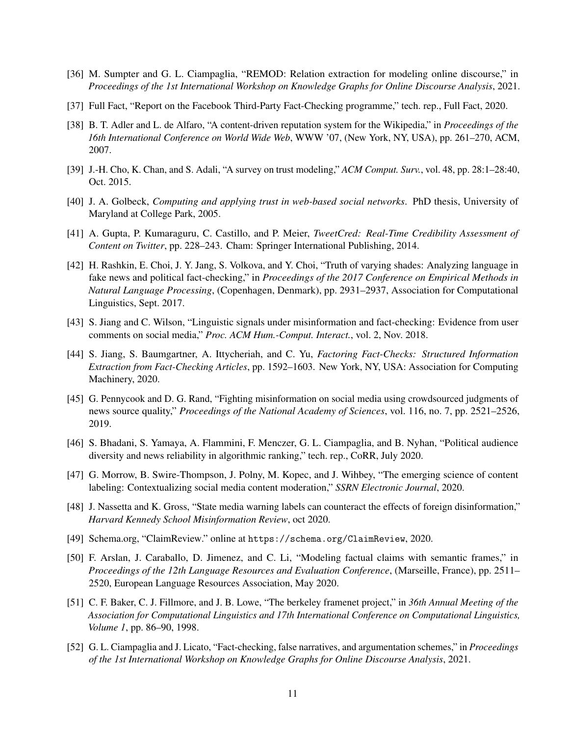[36] M. Sumpter and G. L. Ciampaglia, "REMOD: Relation extraction for modeling online discourse," in *Proceedings of the 1st International Workshop on Knowledge Graphs for Online Discourse Analysis*, 2021.

[37] Full Fact, "Report on the Facebook Third-Party Fact-Checking programme," tech. rep., Full Fact, 2020.

[38] B. T. Adler and L. de Alfaro, "A content-driven reputation system for the Wikipedia," in *Proceedings of the 16th International Conference on World Wide Web*, WWW '07, (New York, NY, USA), pp. 261–270, ACM, 2007.

[39] J.-H. Cho, K. Chan, and S. Adali, "A survey on trust modeling," *ACM Comput. Surv.*, vol. 48, pp. 28:1–28:40, Oct. 2015.

[40] J. A. Golbeck, *Computing and applying trust in web-based social networks*. PhD thesis, University of Maryland at College Park, 2005.

[41] A. Gupta, P. Kumaraguru, C. Castillo, and P. Meier, *TweetCred: Real-Time Credibility Assessment of Content on Twitter*, pp. 228–243. Cham: Springer International Publishing, 2014.

[42] H. Rashkin, E. Choi, J. Y. Jang, S. Volkova, and Y. Choi, "Truth of varying shades: Analyzing language in fake news and political fact-checking," in *Proceedings of the 2017 Conference on Empirical Methods in Natural Language Processing*, (Copenhagen, Denmark), pp. 2931–2937, Association for Computational Linguistics, Sept. 2017.

[43] S. Jiang and C. Wilson, "Linguistic signals under misinformation and fact-checking: Evidence from user comments on social media," *Proc. ACM Hum.-Comput. Interact.*, vol. 2, Nov. 2018.

[44] S. Jiang, S. Baumgartner, A. Ittycheriah, and C. Yu, *Factoring Fact-Checks: Structured Information Extraction from Fact-Checking Articles*, pp. 1592–1603. New York, NY, USA: Association for Computing Machinery, 2020.

[45] G. Pennycook and D. G. Rand, "Fighting misinformation on social media using crowdsourced judgments of news source quality," *Proceedings of the National Academy of Sciences*, vol. 116, no. 7, pp. 2521–2526, 2019.

[46] S. Bhadani, S. Yamaya, A. Flammini, F. Menczer, G. L. Ciampaglia, and B. Nyhan, "Political audience diversity and news reliability in algorithmic ranking," tech. rep., CoRR, July 2020.

[47] G. Morrow, B. Swire-Thompson, J. Polny, M. Kopec, and J. Wihbey, "The emerging science of content labeling: Contextualizing social media content moderation," *SSRN Electronic Journal*, 2020.

[48] J. Nassetta and K. Gross, "State media warning labels can counteract the effects of foreign disinformation," *Harvard Kennedy School Misinformation Review*, oct 2020.

[49] Schema.org, "ClaimReview." online at `https://schema.org/ClaimReview`, 2020.

[50] F. Arslan, J. Caraballo, D. Jimenez, and C. Li, "Modeling factual claims with semantic frames," in *Proceedings of the 12th Language Resources and Evaluation Conference*, (Marseille, France), pp. 2511–2520, European Language Resources Association, May 2020.

[51] C. F. Baker, C. J. Fillmore, and J. B. Lowe, "The berkeley framenet project," in *36th Annual Meeting of the Association for Computational Linguistics and 17th International Conference on Computational Linguistics, Volume 1*, pp. 86–90, 1998.

[52] G. L. Ciampaglia and J. Licato, "Fact-checking, false narratives, and argumentation schemes," in *Proceedings of the 1st International Workshop on Knowledge Graphs for Online Discourse Analysis*, 2021.